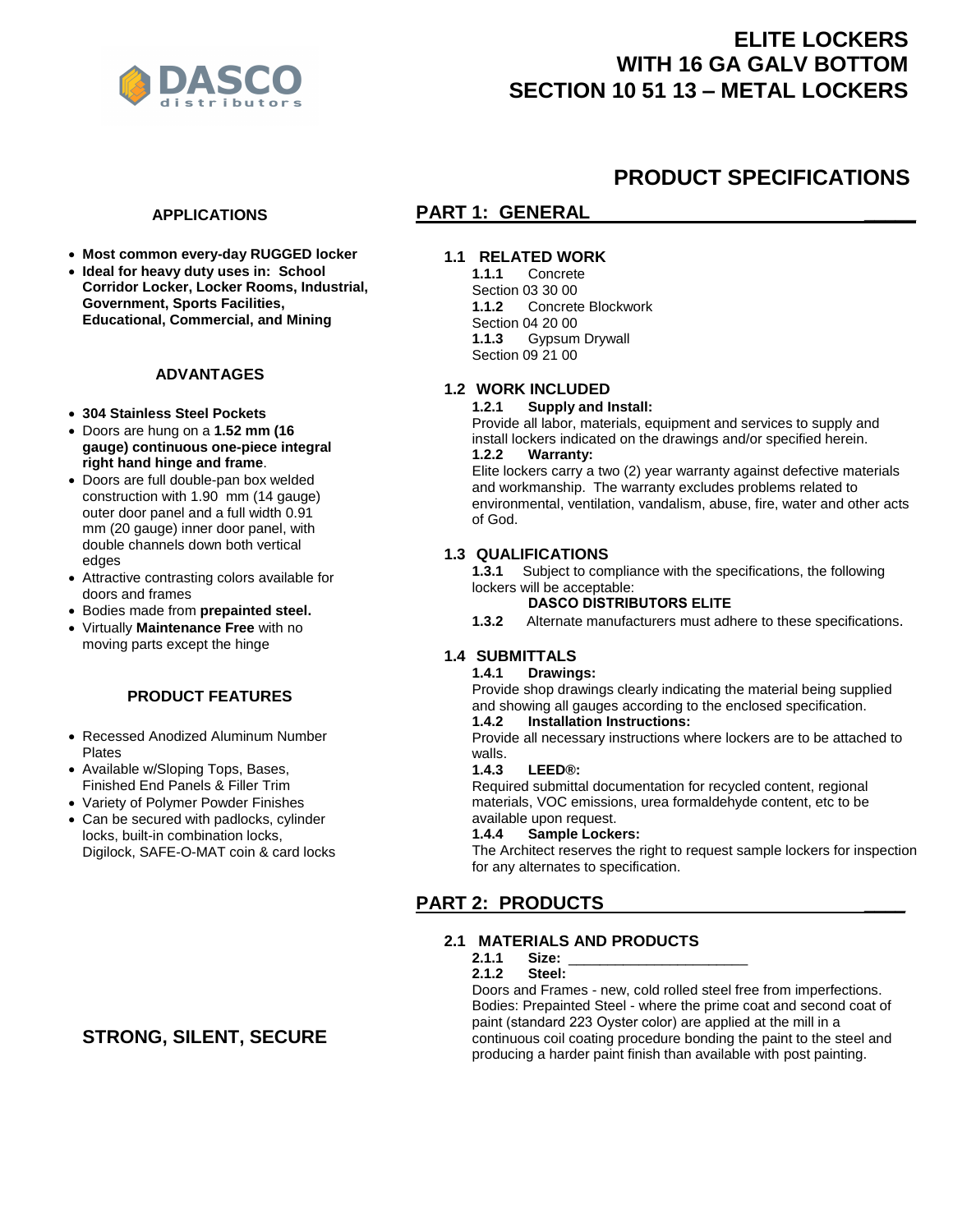DASCO distributors

# ELITE LOCKERS
# WITH 16 GA GALV BOTTOM
# SECTION 10 51 13 – METAL LOCKERS

## PRODUCT SPECIFICATIONS

### APPLICATIONS

- **Most common every-day RUGGED locker**
- **Ideal for heavy duty uses in: School Corridor Locker, Locker Rooms, Industrial, Government, Sports Facilities, Educational, Commercial, and Mining**

### ADVANTAGES

- **304 Stainless Steel Pockets**
- Doors are hung on a **1.52 mm (16 gauge) continuous one-piece integral right hand hinge and frame**.
- Doors are full double-pan box welded construction with 1.90 mm (14 gauge) outer door panel and a full width 0.91 mm (20 gauge) inner door panel, with double channels down both vertical edges
- Attractive contrasting colors available for doors and frames
- Bodies made from **prepainted steel.**
- Virtually **Maintenance Free** with no moving parts except the hinge

### PRODUCT FEATURES

- Recessed Anodized Aluminum Number Plates
- Available w/Sloping Tops, Bases, Finished End Panels & Filler Trim
- Variety of Polymer Powder Finishes
- Can be secured with padlocks, cylinder locks, built-in combination locks, Digilock, SAFE-O-MAT coin & card locks

**STRONG, SILENT, SECURE**

## PART 1: GENERAL

### 1.1 RELATED WORK

**1.1.1** Concrete
Section 03 30 00
**1.1.2** Concrete Blockwork
Section 04 20 00
**1.1.3** Gypsum Drywall
Section 09 21 00

### 1.2 WORK INCLUDED

**1.2.1 Supply and Install:**
Provide all labor, materials, equipment and services to supply and install lockers indicated on the drawings and/or specified herein.
**1.2.2 Warranty:**
Elite lockers carry a two (2) year warranty against defective materials and workmanship. The warranty excludes problems related to environmental, ventilation, vandalism, abuse, fire, water and other acts of God.

### 1.3 QUALIFICATIONS

**1.3.1** Subject to compliance with the specifications, the following lockers will be acceptable:
**DASCO DISTRIBUTORS ELITE**
**1.3.2** Alternate manufacturers must adhere to these specifications.

### 1.4 SUBMITTALS

**1.4.1 Drawings:**
Provide shop drawings clearly indicating the material being supplied and showing all gauges according to the enclosed specification.
**1.4.2 Installation Instructions:**
Provide all necessary instructions where lockers are to be attached to walls.
**1.4.3 LEED®:**
Required submittal documentation for recycled content, regional materials, VOC emissions, urea formaldehyde content, etc to be available upon request.
**1.4.4 Sample Lockers:**
The Architect reserves the right to request sample lockers for inspection for any alternates to specification.

## PART 2: PRODUCTS

### 2.1 MATERIALS AND PRODUCTS

**2.1.1 Size:** ______________________
**2.1.2 Steel:**
Doors and Frames - new, cold rolled steel free from imperfections.
Bodies: Prepainted Steel - where the prime coat and second coat of paint (standard 223 Oyster color) are applied at the mill in a continuous coil coating procedure bonding the paint to the steel and producing a harder paint finish than available with post painting.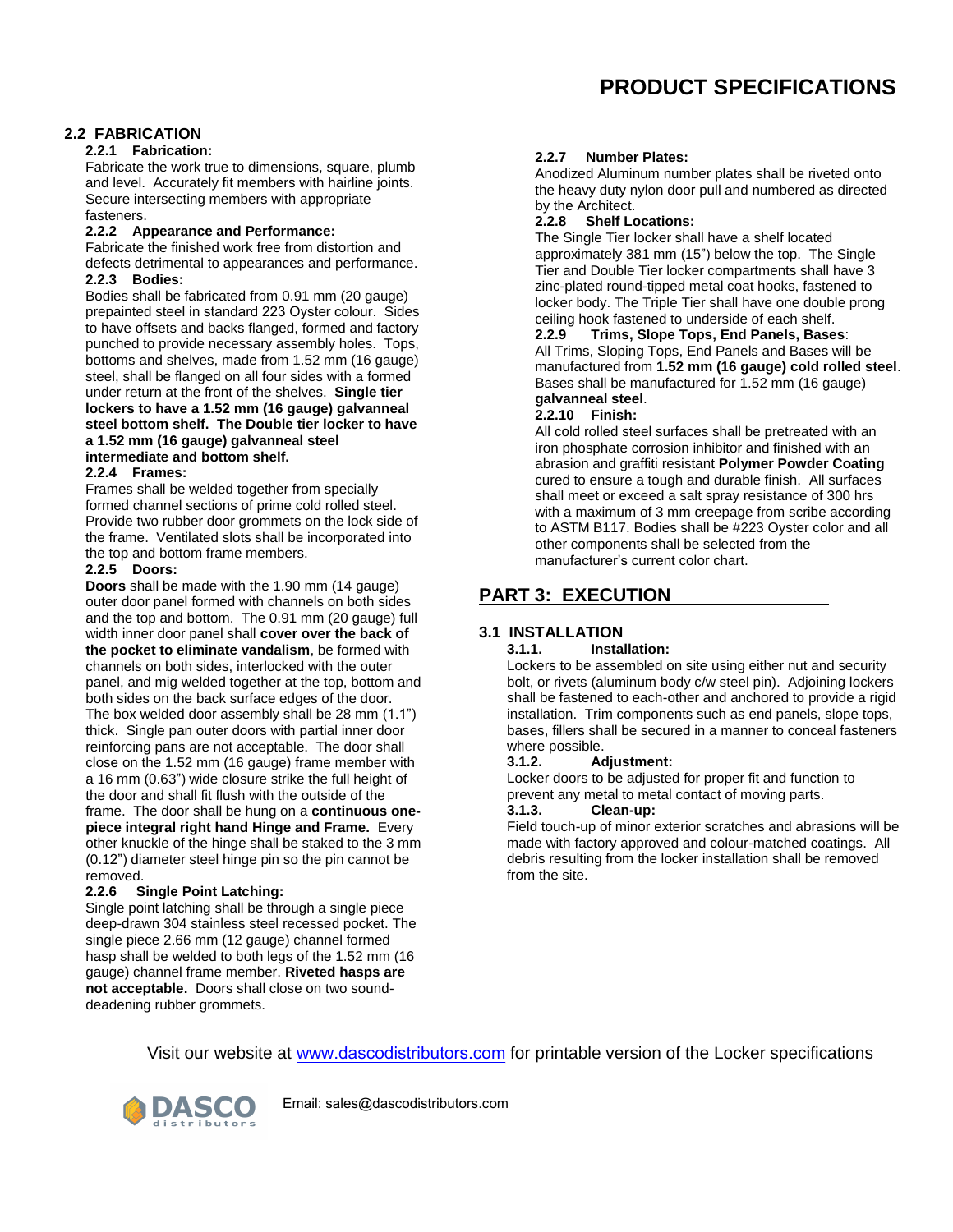## 2.2 FABRICATION

**2.2.1 Fabrication:**
Fabricate the work true to dimensions, square, plumb and level. Accurately fit members with hairline joints. Secure intersecting members with appropriate fasteners.

**2.2.2 Appearance and Performance:**
Fabricate the finished work free from distortion and defects detrimental to appearances and performance.

**2.2.3 Bodies:**
Bodies shall be fabricated from 0.91 mm (20 gauge) prepainted steel in standard 223 Oyster colour. Sides to have offsets and backs flanged, formed and factory punched to provide necessary assembly holes. Tops, bottoms and shelves, made from 1.52 mm (16 gauge) steel, shall be flanged on all four sides with a formed under return at the front of the shelves. **Single tier lockers to have a 1.52 mm (16 gauge) galvanneal steel bottom shelf. The Double tier locker to have a 1.52 mm (16 gauge) galvanneal steel intermediate and bottom shelf.**

**2.2.4 Frames:**
Frames shall be welded together from specially formed channel sections of prime cold rolled steel. Provide two rubber door grommets on the lock side of the frame. Ventilated slots shall be incorporated into the top and bottom frame members.

**2.2.5 Doors:**
**Doors** shall be made with the 1.90 mm (14 gauge) outer door panel formed with channels on both sides and the top and bottom. The 0.91 mm (20 gauge) full width inner door panel shall **cover over the back of the pocket to eliminate vandalism**, be formed with channels on both sides, interlocked with the outer panel, and mig welded together at the top, bottom and both sides on the back surface edges of the door. The box welded door assembly shall be 28 mm (1.1") thick. Single pan outer doors with partial inner door reinforcing pans are not acceptable. The door shall close on the 1.52 mm (16 gauge) frame member with a 16 mm (0.63") wide closure strike the full height of the door and shall fit flush with the outside of the frame. The door shall be hung on a **continuous one-piece integral right hand Hinge and Frame.** Every other knuckle of the hinge shall be staked to the 3 mm (0.12") diameter steel hinge pin so the pin cannot be removed.

**2.2.6 Single Point Latching:**
Single point latching shall be through a single piece deep-drawn 304 stainless steel recessed pocket. The single piece 2.66 mm (12 gauge) channel formed hasp shall be welded to both legs of the 1.52 mm (16 gauge) channel frame member. **Riveted hasps are not acceptable.** Doors shall close on two sound-deadening rubber grommets.

**2.2.7 Number Plates:**
Anodized Aluminum number plates shall be riveted onto the heavy duty nylon door pull and numbered as directed by the Architect.

**2.2.8 Shelf Locations:**
The Single Tier locker shall have a shelf located approximately 381 mm (15") below the top. The Single Tier and Double Tier locker compartments shall have 3 zinc-plated round-tipped metal coat hooks, fastened to locker body. The Triple Tier shall have one double prong ceiling hook fastened to underside of each shelf.

**2.2.9 Trims, Slope Tops, End Panels, Bases**:
All Trims, Sloping Tops, End Panels and Bases will be manufactured from **1.52 mm (16 gauge) cold rolled steel**. Bases shall be manufactured for 1.52 mm (16 gauge) **galvanneal steel**.

**2.2.10 Finish:**
All cold rolled steel surfaces shall be pretreated with an iron phosphate corrosion inhibitor and finished with an abrasion and graffiti resistant **Polymer Powder Coating** cured to ensure a tough and durable finish. All surfaces shall meet or exceed a salt spray resistance of 300 hrs with a maximum of 3 mm creepage from scribe according to ASTM B117. Bodies shall be #223 Oyster color and all other components shall be selected from the manufacturer's current color chart.

# PART 3: EXECUTION

## 3.1 INSTALLATION

**3.1.1. Installation:**
Lockers to be assembled on site using either nut and security bolt, or rivets (aluminum body c/w steel pin). Adjoining lockers shall be fastened to each-other and anchored to provide a rigid installation. Trim components such as end panels, slope tops, bases, fillers shall be secured in a manner to conceal fasteners where possible.

**3.1.2. Adjustment:**
Locker doors to be adjusted for proper fit and function to prevent any metal to metal contact of moving parts.

**3.1.3. Clean-up:**
Field touch-up of minor exterior scratches and abrasions will be made with factory approved and colour-matched coatings. All debris resulting from the locker installation shall be removed from the site.

Visit our website at www.dascodistributors.com for printable version of the Locker specifications

Email: sales@dascodistributors.com